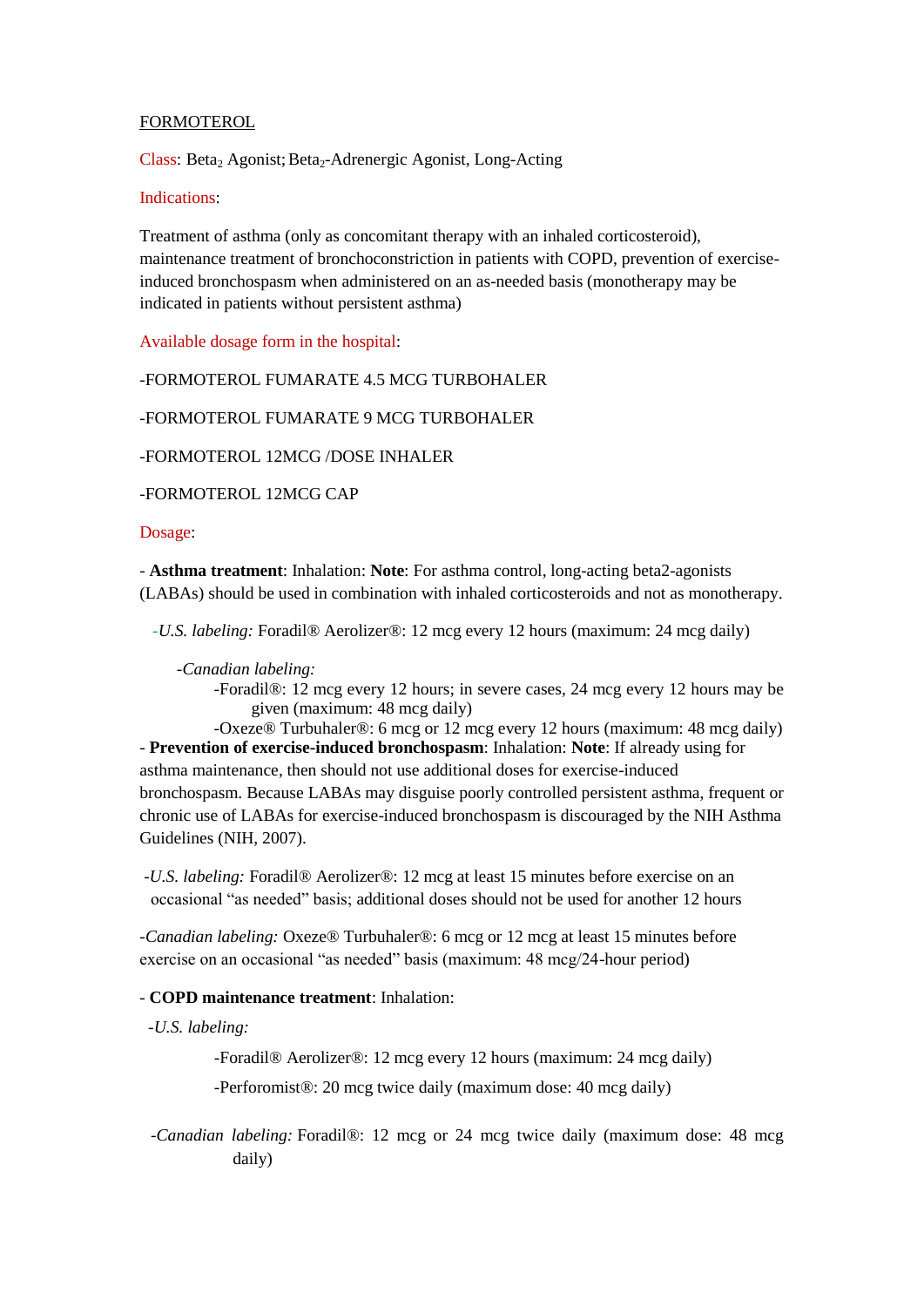FORMOTEROL

Class: Beta$_2$ Agonist; Beta$_2$-Adrenergic Agonist, Long-Acting

Indications:

Treatment of asthma (only as concomitant therapy with an inhaled corticosteroid), maintenance treatment of bronchoconstriction in patients with COPD, prevention of exercise-induced bronchospasm when administered on an as-needed basis (monotherapy may be indicated in patients without persistent asthma)

Available dosage form in the hospital:

-FORMOTEROL FUMARATE 4.5 MCG TURBOHALER

-FORMOTEROL FUMARATE 9 MCG TURBOHALER

-FORMOTEROL 12MCG /DOSE INHALER

-FORMOTEROL 12MCG CAP

Dosage:

- **Asthma treatment**: Inhalation: **Note**: For asthma control, long-acting beta2-agonists (LABAs) should be used in combination with inhaled corticosteroids and not as monotherapy.

  -*U.S. labeling:* Foradil® Aerolizer®: 12 mcg every 12 hours (maximum: 24 mcg daily)

    -*Canadian labeling:*

      -Foradil®: 12 mcg every 12 hours; in severe cases, 24 mcg every 12 hours may be given (maximum: 48 mcg daily)

      -Oxeze® Turbuhaler®: 6 mcg or 12 mcg every 12 hours (maximum: 48 mcg daily)

- **Prevention of exercise-induced bronchospasm**: Inhalation: **Note**: If already using for asthma maintenance, then should not use additional doses for exercise-induced bronchospasm. Because LABAs may disguise poorly controlled persistent asthma, frequent or chronic use of LABAs for exercise-induced bronchospasm is discouraged by the NIH Asthma Guidelines (NIH, 2007).

 -*U.S. labeling:* Foradil® Aerolizer®: 12 mcg at least 15 minutes before exercise on an occasional "as needed" basis; additional doses should not be used for another 12 hours

-*Canadian labeling:* Oxeze® Turbuhaler®: 6 mcg or 12 mcg at least 15 minutes before exercise on an occasional "as needed" basis (maximum: 48 mcg/24-hour period)

- **COPD maintenance treatment**: Inhalation:

  -*U.S. labeling:*

    -Foradil® Aerolizer®: 12 mcg every 12 hours (maximum: 24 mcg daily)

    -Perforomist®: 20 mcg twice daily (maximum dose: 40 mcg daily)

  -*Canadian labeling:* Foradil®: 12 mcg or 24 mcg twice daily (maximum dose: 48 mcg daily)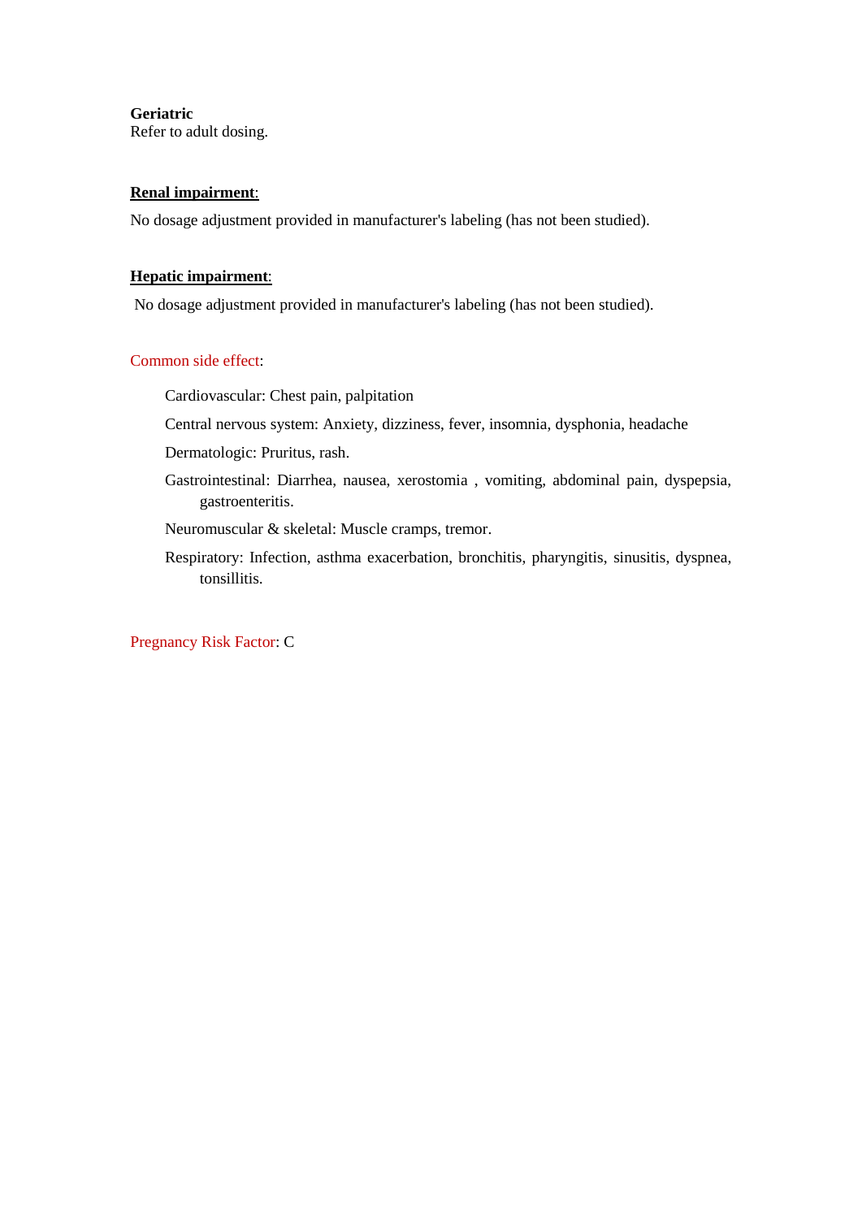**Geriatric**
Refer to adult dosing.

**Renal impairment**:

No dosage adjustment provided in manufacturer's labeling (has not been studied).

**Hepatic impairment**:

No dosage adjustment provided in manufacturer's labeling (has not been studied).

Common side effect:

- Cardiovascular: Chest pain, palpitation
- Central nervous system: Anxiety, dizziness, fever, insomnia, dysphonia, headache
- Dermatologic: Pruritus, rash.
- Gastrointestinal: Diarrhea, nausea, xerostomia , vomiting, abdominal pain, dyspepsia, gastroenteritis.
- Neuromuscular & skeletal: Muscle cramps, tremor.
- Respiratory: Infection, asthma exacerbation, bronchitis, pharyngitis, sinusitis, dyspnea, tonsillitis.

Pregnancy Risk Factor: C